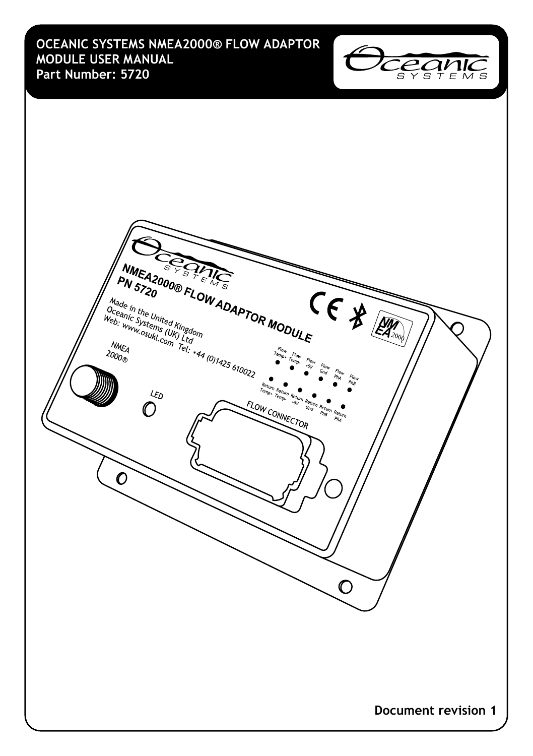# OCEANIC SYSTEMS NMEA2000® FLOW ADAPTOR MODULE USER MANUAL

**Part Number: 5720**

**Document revision 1**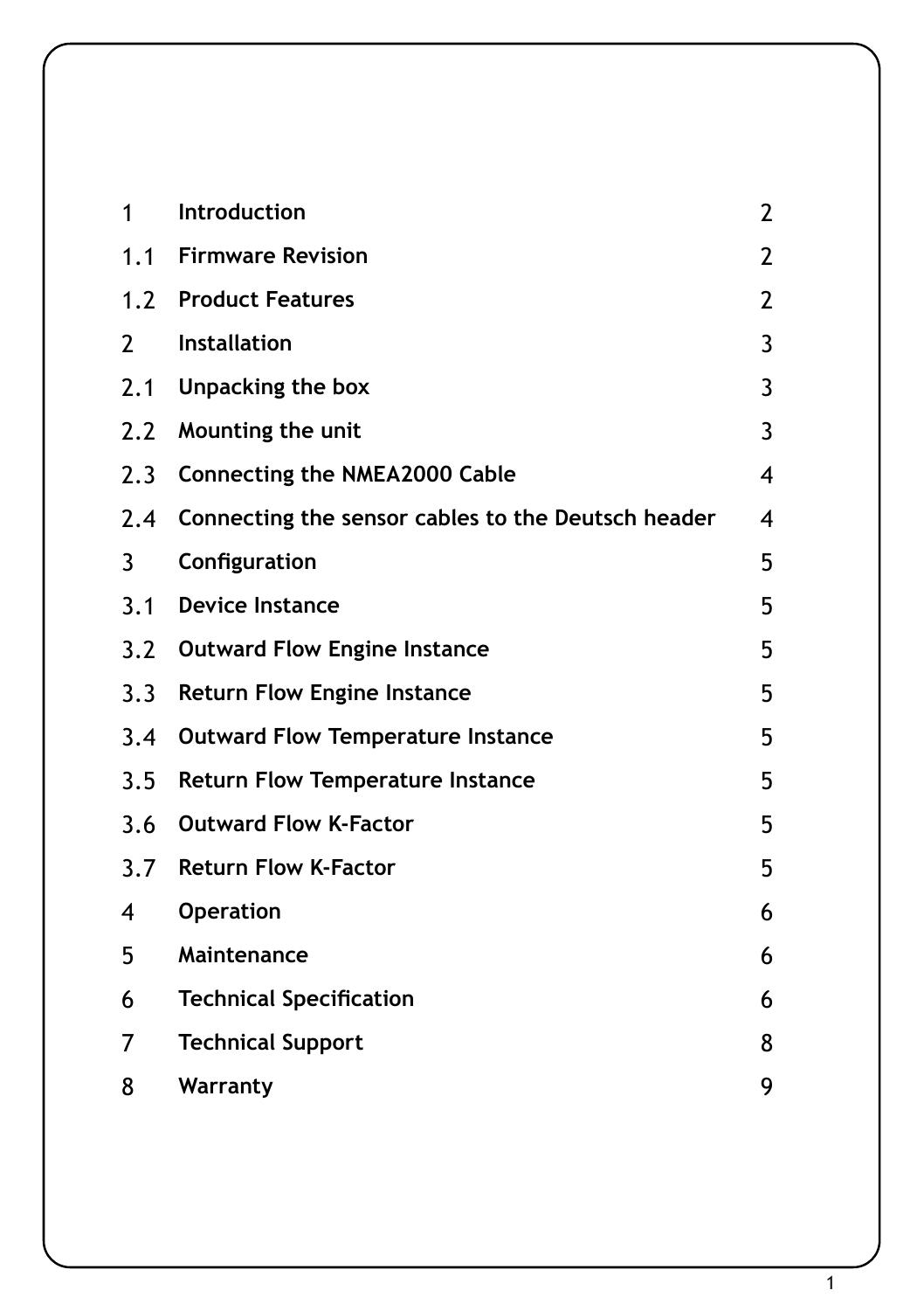| | | |
|---|---|---|
| 1 | **Introduction** | 2 |
| 1.1 | **Firmware Revision** | 2 |
| 1.2 | **Product Features** | 2 |
| 2 | **Installation** | 3 |
| 2.1 | **Unpacking the box** | 3 |
| 2.2 | **Mounting the unit** | 3 |
| 2.3 | **Connecting the NMEA2000 Cable** | 4 |
| 2.4 | **Connecting the sensor cables to the Deutsch header** | 4 |
| 3 | **Configuration** | 5 |
| 3.1 | **Device Instance** | 5 |
| 3.2 | **Outward Flow Engine Instance** | 5 |
| 3.3 | **Return Flow Engine Instance** | 5 |
| 3.4 | **Outward Flow Temperature Instance** | 5 |
| 3.5 | **Return Flow Temperature Instance** | 5 |
| 3.6 | **Outward Flow K-Factor** | 5 |
| 3.7 | **Return Flow K-Factor** | 5 |
| 4 | **Operation** | 6 |
| 5 | **Maintenance** | 6 |
| 6 | **Technical Specification** | 6 |
| 7 | **Technical Support** | 8 |
| 8 | **Warranty** | 9 |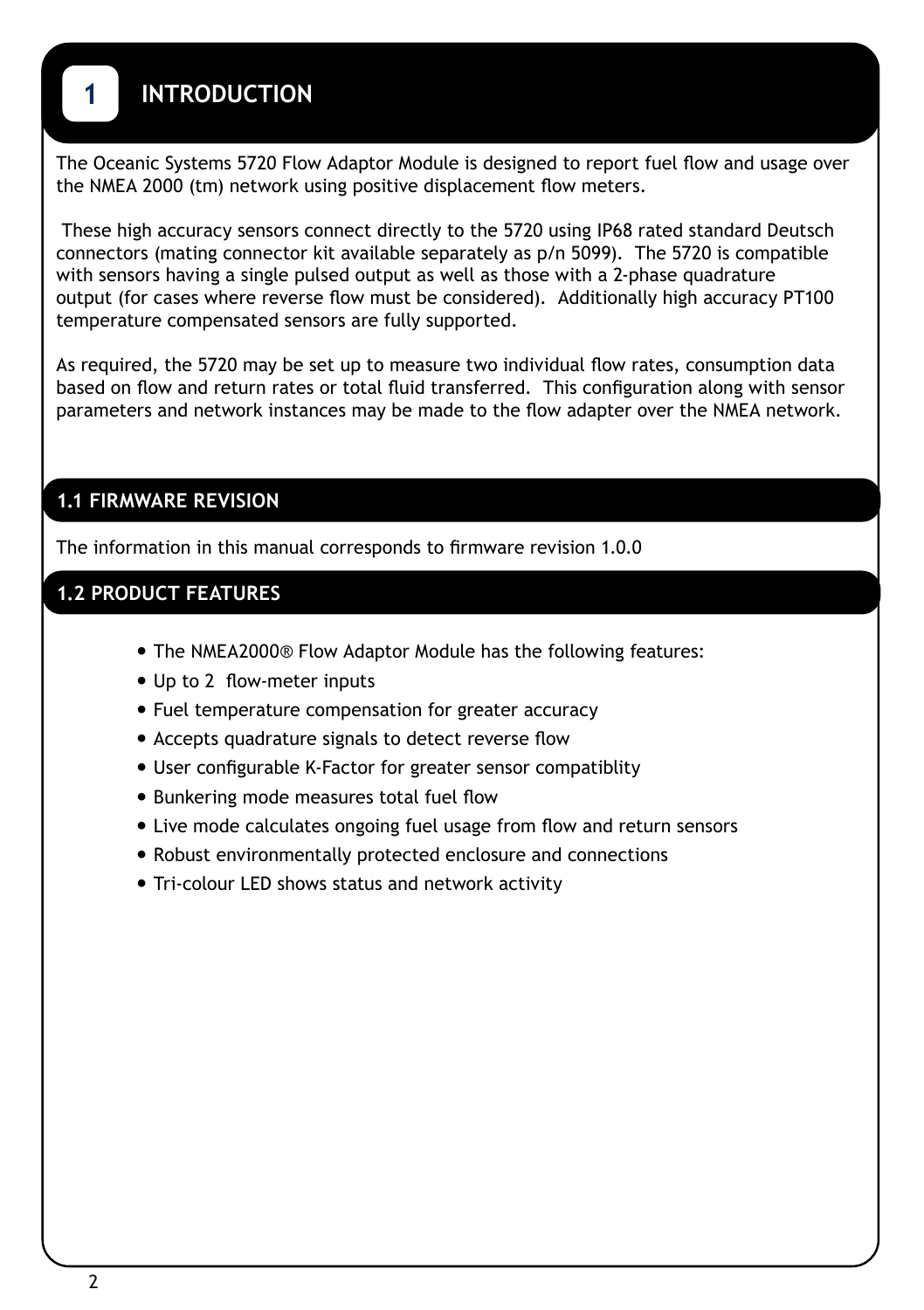# 1 INTRODUCTION

The Oceanic Systems 5720 Flow Adaptor Module is designed to report fuel flow and usage over the NMEA 2000 (tm) network using positive displacement flow meters.

These high accuracy sensors connect directly to the 5720 using IP68 rated standard Deutsch connectors (mating connector kit available separately as p/n 5099). The 5720 is compatible with sensors having a single pulsed output as well as those with a 2-phase quadrature output (for cases where reverse flow must be considered). Additionally high accuracy PT100 temperature compensated sensors are fully supported.

As required, the 5720 may be set up to measure two individual flow rates, consumption data based on flow and return rates or total fluid transferred. This configuration along with sensor parameters and network instances may be made to the flow adapter over the NMEA network.

## 1.1 FIRMWARE REVISION

The information in this manual corresponds to firmware revision 1.0.0

## 1.2 PRODUCT FEATURES

- The NMEA2000® Flow Adaptor Module has the following features:
- Up to 2 flow-meter inputs
- Fuel temperature compensation for greater accuracy
- Accepts quadrature signals to detect reverse flow
- User configurable K-Factor for greater sensor compatiblity
- Bunkering mode measures total fuel flow
- Live mode calculates ongoing fuel usage from flow and return sensors
- Robust environmentally protected enclosure and connections
- Tri-colour LED shows status and network activity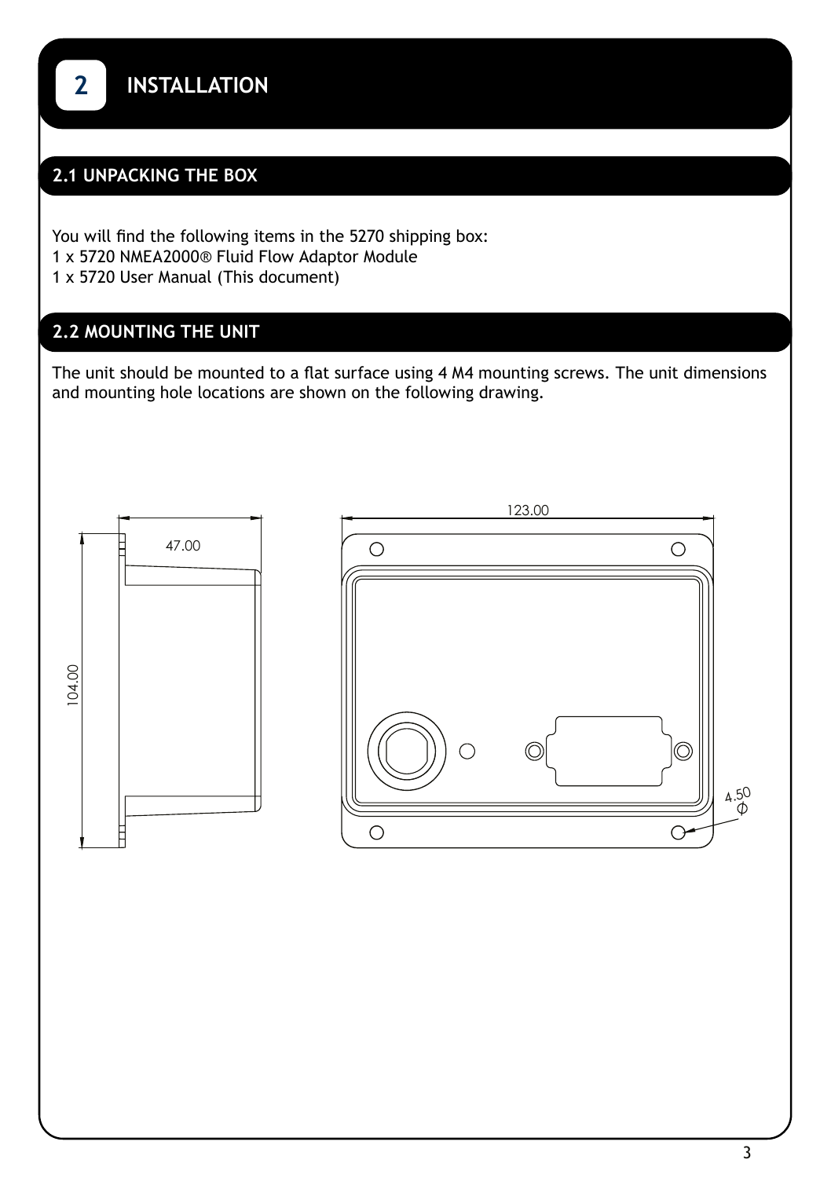# 2 INSTALLATION

## 2.1 UNPACKING THE BOX

You will find the following items in the 5270 shipping box:
1 x 5720 NMEA2000® Fluid Flow Adaptor Module
1 x 5720 User Manual (This document)

## 2.2 MOUNTING THE UNIT

The unit should be mounted to a flat surface using 4 M4 mounting screws. The unit dimensions and mounting hole locations are shown on the following drawing.

47.00

104.00

123.00

4.50 Φ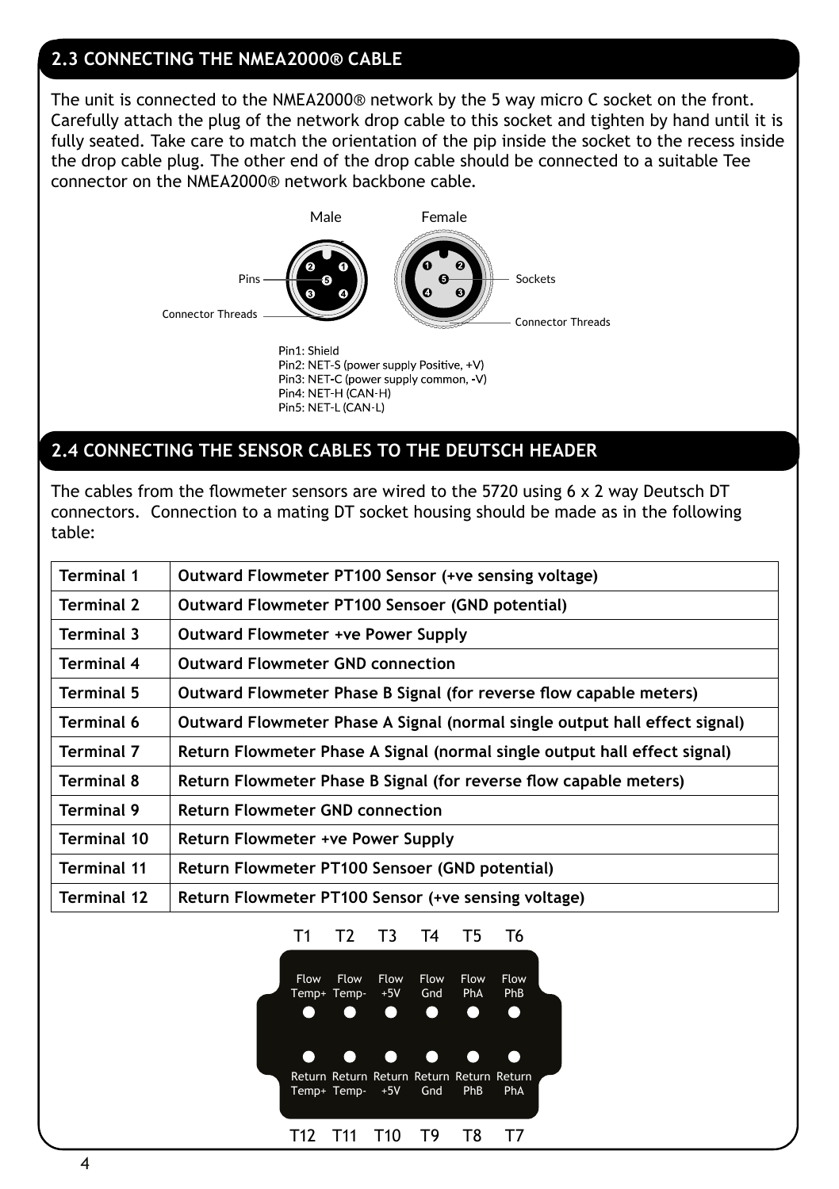## 2.3 CONNECTING THE NMEA2000® CABLE

The unit is connected to the NMEA2000® network by the 5 way micro C socket on the front. Carefully attach the plug of the network drop cable to this socket and tighten by hand until it is fully seated. Take care to match the orientation of the pip inside the socket to the recess inside the drop cable plug. The other end of the drop cable should be connected to a suitable Tee connector on the NMEA2000® network backbone cable.

Male

Female

Pins

Sockets

Connector Threads

Connector Threads

Pin1: Shield
Pin2: NET-S (power supply Positive, +V)
Pin3: NET-C (power supply common, -V)
Pin4: NET-H (CAN-H)
Pin5: NET-L (CAN-L)

## 2.4 CONNECTING THE SENSOR CABLES TO THE DEUTSCH HEADER

The cables from the flowmeter sensors are wired to the 5720 using 6 x 2 way Deutsch DT connectors. Connection to a mating DT socket housing should be made as in the following table:

| | |
|---|---|
| **Terminal 1** | **Outward Flowmeter PT100 Sensor (+ve sensing voltage)** |
| **Terminal 2** | **Outward Flowmeter PT100 Sensoer (GND potential)** |
| **Terminal 3** | **Outward Flowmeter +ve Power Supply** |
| **Terminal 4** | **Outward Flowmeter GND connection** |
| **Terminal 5** | **Outward Flowmeter Phase B Signal (for reverse flow capable meters)** |
| **Terminal 6** | **Outward Flowmeter Phase A Signal (normal single output hall effect signal)** |
| **Terminal 7** | **Return Flowmeter Phase A Signal (normal single output hall effect signal)** |
| **Terminal 8** | **Return Flowmeter Phase B Signal (for reverse flow capable meters)** |
| **Terminal 9** | **Return Flowmeter GND connection** |
| **Terminal 10** | **Return Flowmeter +ve Power Supply** |
| **Terminal 11** | **Return Flowmeter PT100 Sensoer (GND potential)** |
| **Terminal 12** | **Return Flowmeter PT100 Sensor (+ve sensing voltage)** |

| T1 | T2 | T3 | T4 | T5 | T6 |
|---|---|---|---|---|---|
| Flow Temp+ | Flow Temp- | Flow +5V | Flow Gnd | Flow PhA | Flow PhB |
| Return Temp+ | Return Temp- | Return +5V | Return Gnd | Return PhB | Return PhA |
| T12 | T11 | T10 | T9 | T8 | T7 |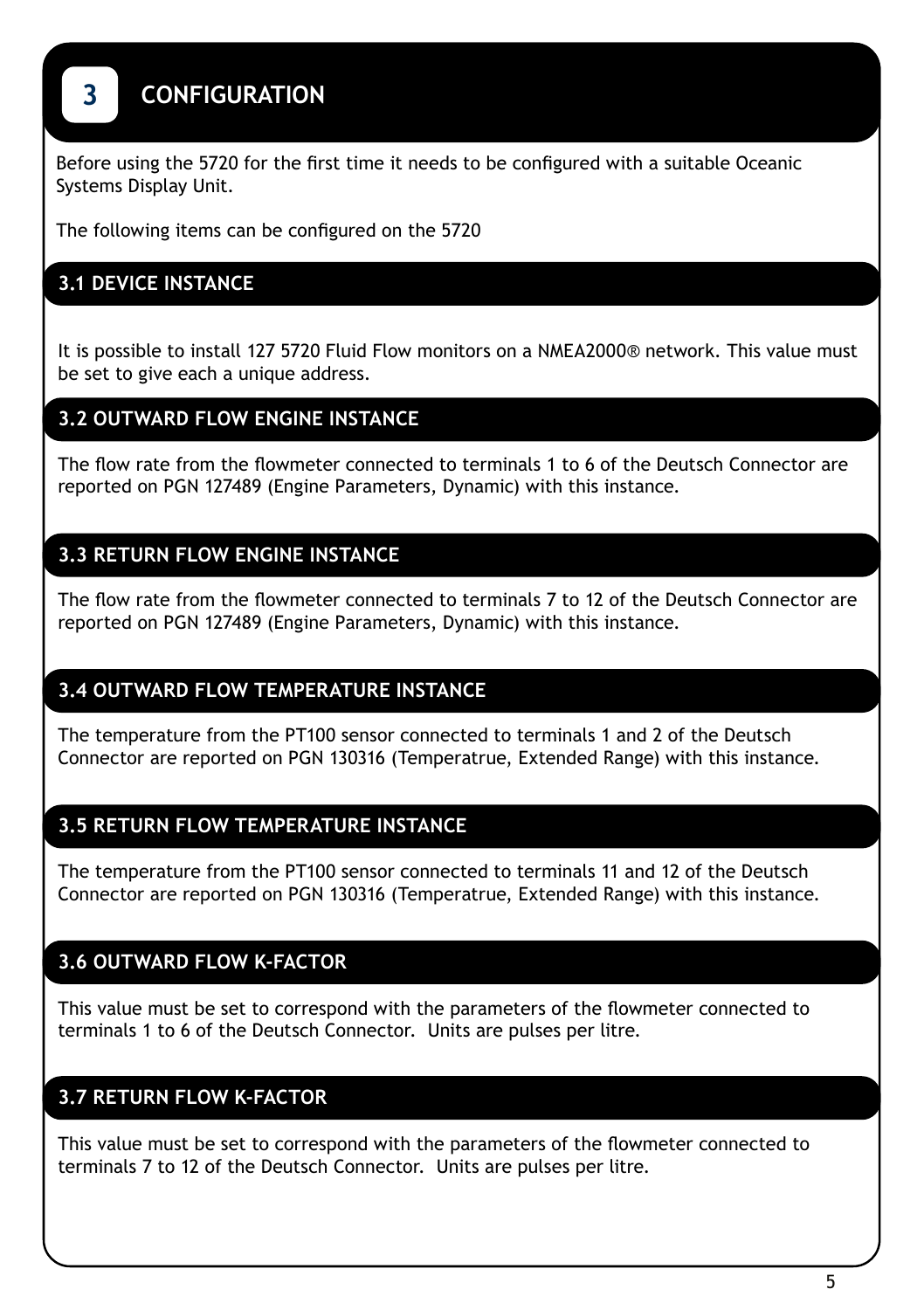# 3 CONFIGURATION

Before using the 5720 for the first time it needs to be configured with a suitable Oceanic Systems Display Unit.

The following items can be configured on the 5720

## 3.1 DEVICE INSTANCE

It is possible to install 127 5720 Fluid Flow monitors on a NMEA2000® network. This value must be set to give each a unique address.

## 3.2 OUTWARD FLOW ENGINE INSTANCE

The flow rate from the flowmeter connected to terminals 1 to 6 of the Deutsch Connector are reported on PGN 127489 (Engine Parameters, Dynamic) with this instance.

## 3.3 RETURN FLOW ENGINE INSTANCE

The flow rate from the flowmeter connected to terminals 7 to 12 of the Deutsch Connector are reported on PGN 127489 (Engine Parameters, Dynamic) with this instance.

## 3.4 OUTWARD FLOW TEMPERATURE INSTANCE

The temperature from the PT100 sensor connected to terminals 1 and 2 of the Deutsch Connector are reported on PGN 130316 (Temperatrue, Extended Range) with this instance.

## 3.5 RETURN FLOW TEMPERATURE INSTANCE

The temperature from the PT100 sensor connected to terminals 11 and 12 of the Deutsch Connector are reported on PGN 130316 (Temperatrue, Extended Range) with this instance.

## 3.6 OUTWARD FLOW K-FACTOR

This value must be set to correspond with the parameters of the flowmeter connected to terminals 1 to 6 of the Deutsch Connector. Units are pulses per litre.

## 3.7 RETURN FLOW K-FACTOR

This value must be set to correspond with the parameters of the flowmeter connected to terminals 7 to 12 of the Deutsch Connector. Units are pulses per litre.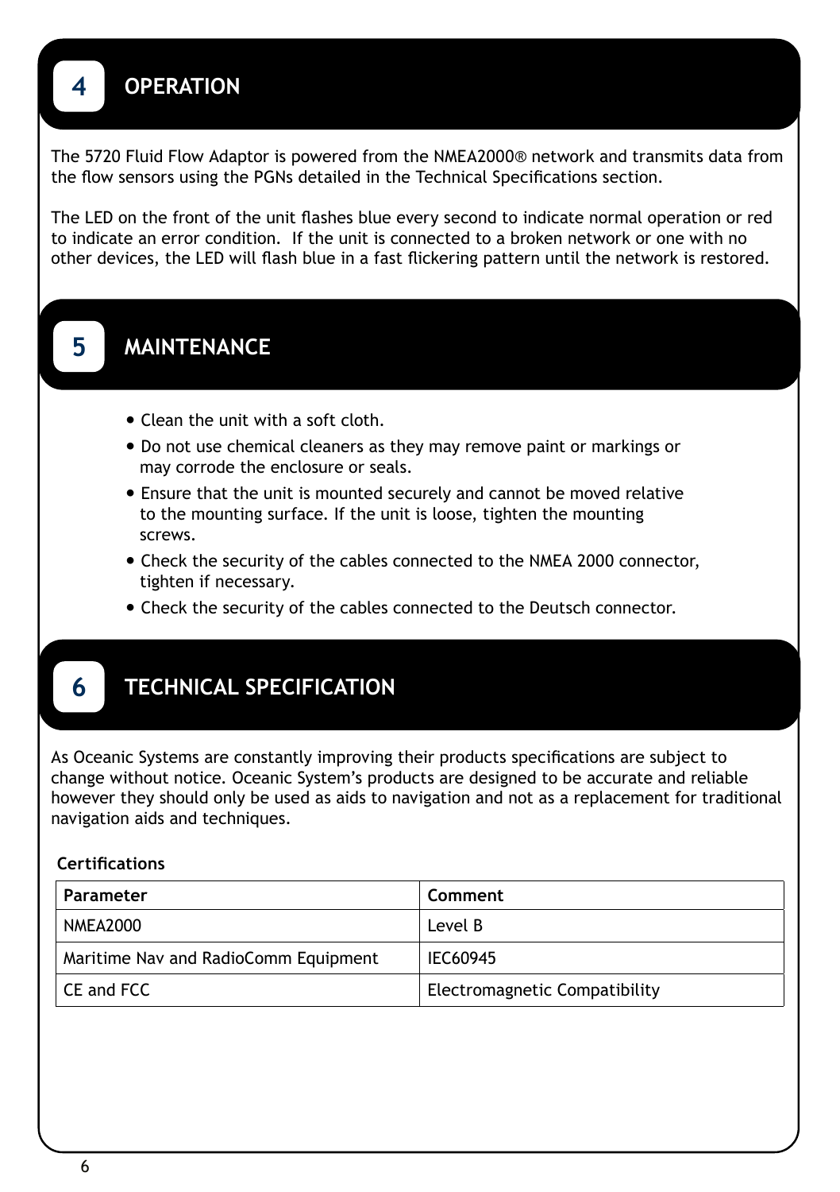## 4 OPERATION

The 5720 Fluid Flow Adaptor is powered from the NMEA2000® network and transmits data from the flow sensors using the PGNs detailed in the Technical Specifications section.

The LED on the front of the unit flashes blue every second to indicate normal operation or red to indicate an error condition. If the unit is connected to a broken network or one with no other devices, the LED will flash blue in a fast flickering pattern until the network is restored.

## 5 MAINTENANCE

- Clean the unit with a soft cloth.
- Do not use chemical cleaners as they may remove paint or markings or may corrode the enclosure or seals.
- Ensure that the unit is mounted securely and cannot be moved relative to the mounting surface. If the unit is loose, tighten the mounting screws.
- Check the security of the cables connected to the NMEA 2000 connector, tighten if necessary.
- Check the security of the cables connected to the Deutsch connector.

## 6 TECHNICAL SPECIFICATION

As Oceanic Systems are constantly improving their products specifications are subject to change without notice. Oceanic System's products are designed to be accurate and reliable however they should only be used as aids to navigation and not as a replacement for traditional navigation aids and techniques.

**Certifications**

| Parameter | Comment |
| --- | --- |
| NMEA2000 | Level B |
| Maritime Nav and RadioComm Equipment | IEC60945 |
| CE and FCC | Electromagnetic Compatibility |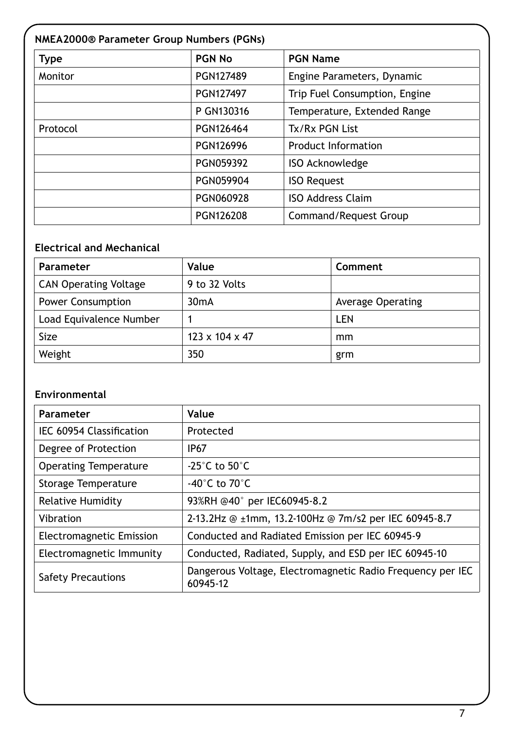**NMEA2000® Parameter Group Numbers (PGNs)**

| Type | PGN No | PGN Name |
|---|---|---|
| Monitor | PGN127489 | Engine Parameters, Dynamic |
| | PGN127497 | Trip Fuel Consumption, Engine |
| | P GN130316 | Temperature, Extended Range |
| Protocol | PGN126464 | Tx/Rx PGN List |
| | PGN126996 | Product Information |
| | PGN059392 | ISO Acknowledge |
| | PGN059904 | ISO Request |
| | PGN060928 | ISO Address Claim |
| | PGN126208 | Command/Request Group |

**Electrical and Mechanical**

| Parameter | Value | Comment |
|---|---|---|
| CAN Operating Voltage | 9 to 32 Volts | |
| Power Consumption | 30mA | Average Operating |
| Load Equivalence Number | 1 | LEN |
| Size | 123 x 104 x 47 | mm |
| Weight | 350 | grm |

**Environmental**

| Parameter | Value |
|---|---|
| IEC 60954 Classification | Protected |
| Degree of Protection | IP67 |
| Operating Temperature | -25°C to 50°C |
| Storage Temperature | -40°C to 70°C |
| Relative Humidity | 93%RH @40° per IEC60945-8.2 |
| Vibration | 2-13.2Hz @ ±1mm, 13.2-100Hz @ 7m/s2 per IEC 60945-8.7 |
| Electromagnetic Emission | Conducted and Radiated Emission per IEC 60945-9 |
| Electromagnetic Immunity | Conducted, Radiated, Supply, and ESD per IEC 60945-10 |
| Safety Precautions | Dangerous Voltage, Electromagnetic Radio Frequency per IEC 60945-12 |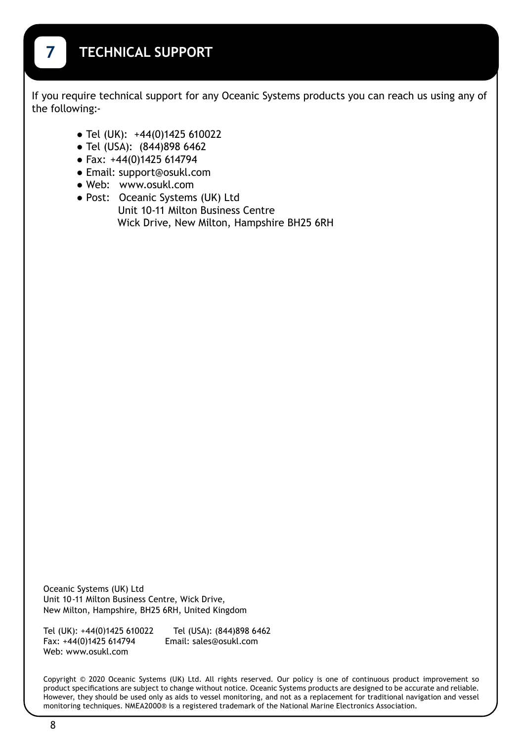# 7 TECHNICAL SUPPORT

If you require technical support for any Oceanic Systems products you can reach us using any of the following:-

- Tel (UK): +44(0)1425 610022
- Tel (USA): (844)898 6462
- Fax: +44(0)1425 614794
- Email: support@osukl.com
- Web: www.osukl.com
- Post: Oceanic Systems (UK) Ltd
  Unit 10-11 Milton Business Centre
  Wick Drive, New Milton, Hampshire BH25 6RH

Oceanic Systems (UK) Ltd
Unit 10-11 Milton Business Centre, Wick Drive,
New Milton, Hampshire, BH25 6RH, United Kingdom

Tel (UK): +44(0)1425 610022
Tel (USA): (844)898 6462
Fax: +44(0)1425 614794
Email: sales@osukl.com
Web: www.osukl.com

Copyright © 2020 Oceanic Systems (UK) Ltd. All rights reserved. Our policy is one of continuous product improvement so product specifications are subject to change without notice. Oceanic Systems products are designed to be accurate and reliable. However, they should be used only as aids to vessel monitoring, and not as a replacement for traditional navigation and vessel monitoring techniques. NMEA2000® is a registered trademark of the National Marine Electronics Association.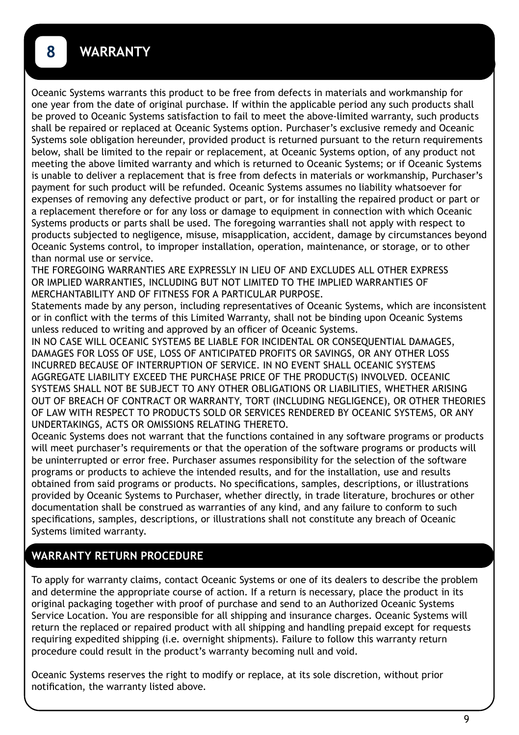# 8 WARRANTY

Oceanic Systems warrants this product to be free from defects in materials and workmanship for one year from the date of original purchase. If within the applicable period any such products shall be proved to Oceanic Systems satisfaction to fail to meet the above-limited warranty, such products shall be repaired or replaced at Oceanic Systems option. Purchaser's exclusive remedy and Oceanic Systems sole obligation hereunder, provided product is returned pursuant to the return requirements below, shall be limited to the repair or replacement, at Oceanic Systems option, of any product not meeting the above limited warranty and which is returned to Oceanic Systems; or if Oceanic Systems is unable to deliver a replacement that is free from defects in materials or workmanship, Purchaser's payment for such product will be refunded. Oceanic Systems assumes no liability whatsoever for expenses of removing any defective product or part, or for installing the repaired product or part or a replacement therefore or for any loss or damage to equipment in connection with which Oceanic Systems products or parts shall be used. The foregoing warranties shall not apply with respect to products subjected to negligence, misuse, misapplication, accident, damage by circumstances beyond Oceanic Systems control, to improper installation, operation, maintenance, or storage, or to other than normal use or service.

THE FOREGOING WARRANTIES ARE EXPRESSLY IN LIEU OF AND EXCLUDES ALL OTHER EXPRESS OR IMPLIED WARRANTIES, INCLUDING BUT NOT LIMITED TO THE IMPLIED WARRANTIES OF MERCHANTABILITY AND OF FITNESS FOR A PARTICULAR PURPOSE.

Statements made by any person, including representatives of Oceanic Systems, which are inconsistent or in conflict with the terms of this Limited Warranty, shall not be binding upon Oceanic Systems unless reduced to writing and approved by an officer of Oceanic Systems.

IN NO CASE WILL OCEANIC SYSTEMS BE LIABLE FOR INCIDENTAL OR CONSEQUENTIAL DAMAGES, DAMAGES FOR LOSS OF USE, LOSS OF ANTICIPATED PROFITS OR SAVINGS, OR ANY OTHER LOSS INCURRED BECAUSE OF INTERRUPTION OF SERVICE. IN NO EVENT SHALL OCEANIC SYSTEMS AGGREGATE LIABILITY EXCEED THE PURCHASE PRICE OF THE PRODUCT(S) INVOLVED. OCEANIC SYSTEMS SHALL NOT BE SUBJECT TO ANY OTHER OBLIGATIONS OR LIABILITIES, WHETHER ARISING OUT OF BREACH OF CONTRACT OR WARRANTY, TORT (INCLUDING NEGLIGENCE), OR OTHER THEORIES OF LAW WITH RESPECT TO PRODUCTS SOLD OR SERVICES RENDERED BY OCEANIC SYSTEMS, OR ANY UNDERTAKINGS, ACTS OR OMISSIONS RELATING THERETO.

Oceanic Systems does not warrant that the functions contained in any software programs or products will meet purchaser's requirements or that the operation of the software programs or products will be uninterrupted or error free. Purchaser assumes responsibility for the selection of the software programs or products to achieve the intended results, and for the installation, use and results obtained from said programs or products. No specifications, samples, descriptions, or illustrations provided by Oceanic Systems to Purchaser, whether directly, in trade literature, brochures or other documentation shall be construed as warranties of any kind, and any failure to conform to such specifications, samples, descriptions, or illustrations shall not constitute any breach of Oceanic Systems limited warranty.

## WARRANTY RETURN PROCEDURE

To apply for warranty claims, contact Oceanic Systems or one of its dealers to describe the problem and determine the appropriate course of action. If a return is necessary, place the product in its original packaging together with proof of purchase and send to an Authorized Oceanic Systems Service Location. You are responsible for all shipping and insurance charges. Oceanic Systems will return the replaced or repaired product with all shipping and handling prepaid except for requests requiring expedited shipping (i.e. overnight shipments). Failure to follow this warranty return procedure could result in the product's warranty becoming null and void.

Oceanic Systems reserves the right to modify or replace, at its sole discretion, without prior notification, the warranty listed above.